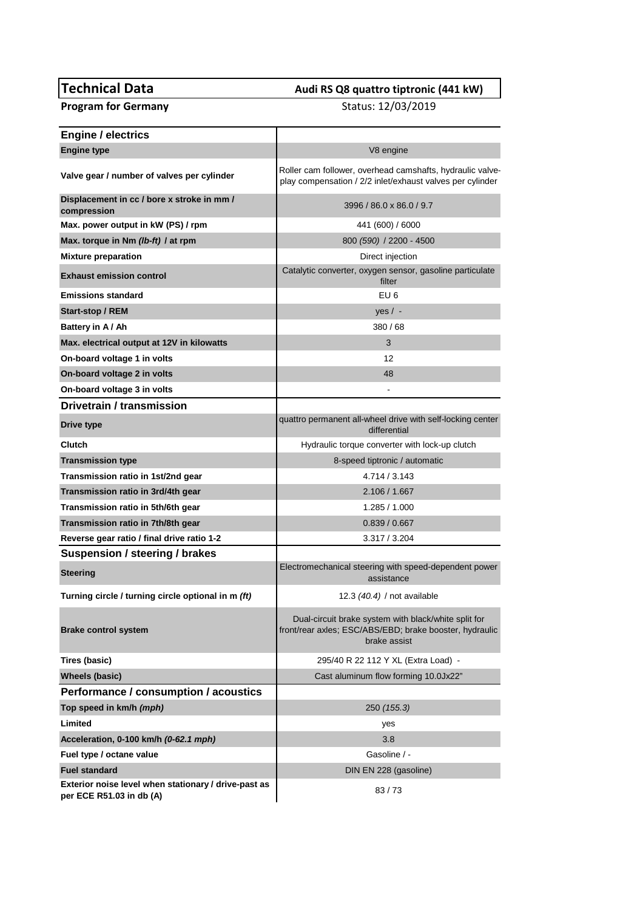# Technical Data

**Audi RS Q8 quattro tiptronic (441 kW)**

**Program for Germany**

Status: 12/03/2019

| **Engine / electrics** | |
|---|---|
| **Engine type** | V8 engine |
| **Valve gear / number of valves per cylinder** | Roller cam follower, overhead camshafts, hydraulic valve-play compensation / 2/2 inlet/exhaust valves per cylinder |
| **Displacement in cc / bore x stroke in mm / compression** | 3996 / 86.0 x 86.0 / 9.7 |
| **Max. power output in kW (PS) / rpm** | 441 (600) / 6000 |
| **Max. torque in Nm *(lb-ft)* / at rpm** | 800 *(590)* / 2200 - 4500 |
| **Mixture preparation** | Direct injection |
| **Exhaust emission control** | Catalytic converter, oxygen sensor, gasoline particulate filter |
| **Emissions standard** | EU 6 |
| **Start-stop / REM** | yes / - |
| **Battery in A / Ah** | 380 / 68 |
| **Max. electrical output at 12V in kilowatts** | 3 |
| **On-board voltage 1 in volts** | 12 |
| **On-board voltage 2 in volts** | 48 |
| **On-board voltage 3 in volts** | - |
| **Drivetrain / transmission** | |
| **Drive type** | quattro permanent all-wheel drive with self-locking center differential |
| **Clutch** | Hydraulic torque converter with lock-up clutch |
| **Transmission type** | 8-speed tiptronic / automatic |
| **Transmission ratio in 1st/2nd gear** | 4.714 / 3.143 |
| **Transmission ratio in 3rd/4th gear** | 2.106 / 1.667 |
| **Transmission ratio in 5th/6th gear** | 1.285 / 1.000 |
| **Transmission ratio in 7th/8th gear** | 0.839 / 0.667 |
| **Reverse gear ratio / final drive ratio 1-2** | 3.317 / 3.204 |
| **Suspension / steering / brakes** | |
| **Steering** | Electromechanical steering with speed-dependent power assistance |
| **Turning circle / turning circle optional in m *(ft)*** | 12.3 *(40.4)* / not available |
| **Brake control system** | Dual-circuit brake system with black/white split for front/rear axles; ESC/ABS/EBD; brake booster, hydraulic brake assist |
| **Tires (basic)** | 295/40 R 22 112 Y XL (Extra Load) - |
| **Wheels (basic)** | Cast aluminum flow forming 10.0Jx22" |
| **Performance / consumption / acoustics** | |
| **Top speed in km/h *(mph)*** | 250 *(155.3)* |
| **Limited** | yes |
| **Acceleration, 0-100 km/h *(0-62.1 mph)*** | 3.8 |
| **Fuel type / octane value** | Gasoline / - |
| **Fuel standard** | DIN EN 228 (gasoline) |
| **Exterior noise level when stationary / drive-past as per ECE R51.03 in db (A)** | 83 / 73 |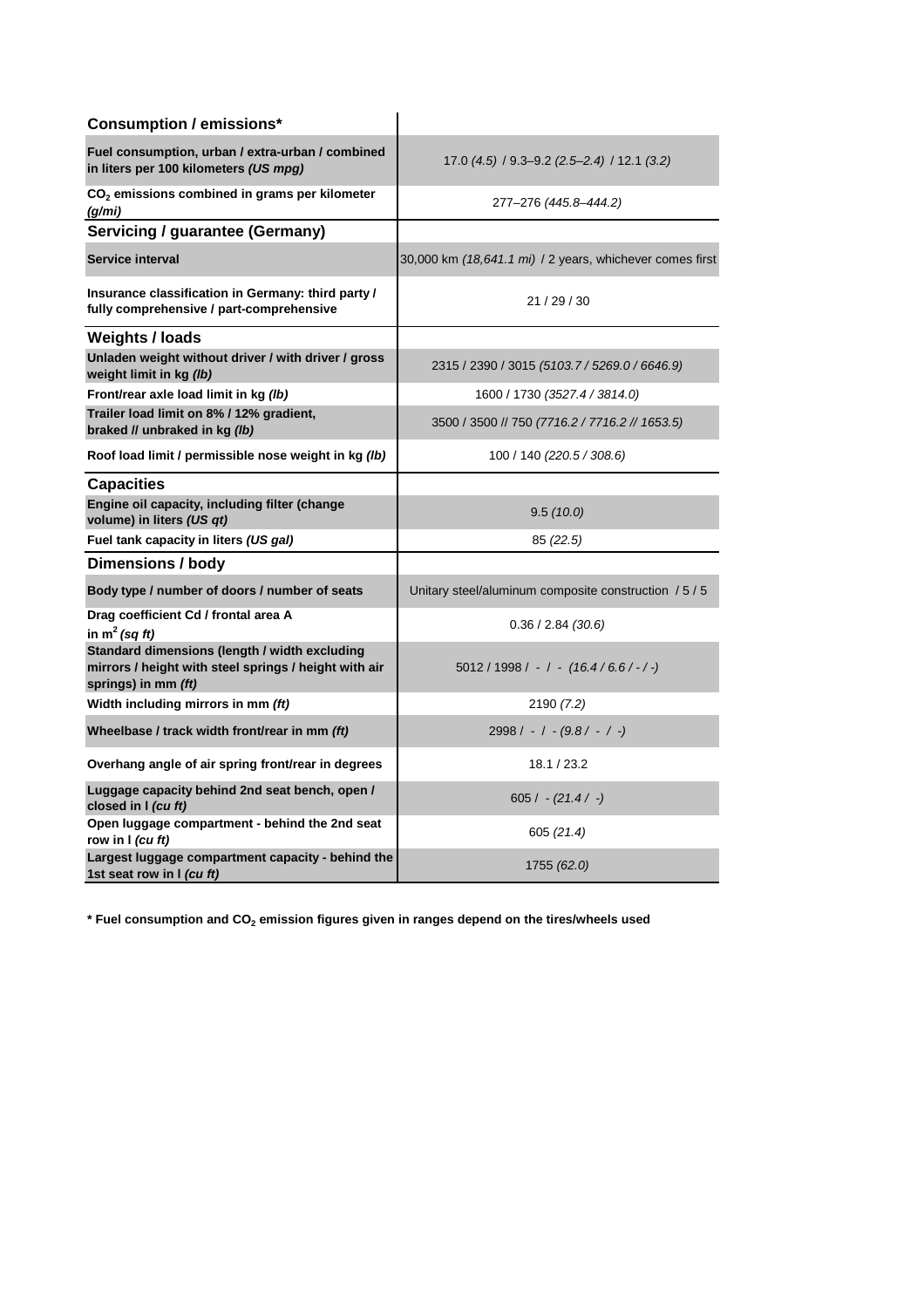| | |
|---|---|
| **Consumption / emissions*** | |
| **Fuel consumption, urban / extra-urban / combined in liters per 100 kilometers *(US mpg)*** | 17.0 *(4.5)* / 9.3–9.2 *(2.5–2.4)* / 12.1 *(3.2)* |
| **$CO_2$ emissions combined in grams per kilometer *(g/mi)*** | 277–276 *(445.8–444.2)* |
| **Servicing / guarantee (Germany)** | |
| **Service interval** | 30,000 km *(18,641.1 mi)* / 2 years, whichever comes first |
| **Insurance classification in Germany: third party / fully comprehensive / part-comprehensive** | 21 / 29 / 30 |
| **Weights / loads** | |
| **Unladen weight without driver / with driver / gross weight limit in kg *(lb)*** | 2315 / 2390 / 3015 *(5103.7 / 5269.0 / 6646.9)* |
| **Front/rear axle load limit in kg *(lb)*** | 1600 / 1730 *(3527.4 / 3814.0)* |
| **Trailer load limit on 8% / 12% gradient, braked // unbraked in kg *(lb)*** | 3500 / 3500 // 750 *(7716.2 / 7716.2 // 1653.5)* |
| **Roof load limit / permissible nose weight in kg *(lb)*** | 100 / 140 *(220.5 / 308.6)* |
| **Capacities** | |
| **Engine oil capacity, including filter (change volume) in liters *(US qt)*** | 9.5 *(10.0)* |
| **Fuel tank capacity in liters *(US gal)*** | 85 *(22.5)* |
| **Dimensions / body** | |
| **Body type / number of doors / number of seats** | Unitary steel/aluminum composite construction / 5 / 5 |
| **Drag coefficient Cd / frontal area A in $m^2$ *(sq ft)*** | 0.36 / 2.84 *(30.6)* |
| **Standard dimensions (length / width excluding mirrors / height with steel springs / height with air springs) in mm *(ft)*** | 5012 / 1998 / - / - *(16.4 / 6.6 / - / -)* |
| **Width including mirrors in mm *(ft)*** | 2190 *(7.2)* |
| **Wheelbase / track width front/rear in mm *(ft)*** | 2998 / - / - *(9.8 / - / -)* |
| **Overhang angle of air spring front/rear in degrees** | 18.1 / 23.2 |
| **Luggage capacity behind 2nd seat bench, open / closed in l *(cu ft)*** | 605 / - *(21.4 / -)* |
| **Open luggage compartment - behind the 2nd seat row in l *(cu ft)*** | 605 *(21.4)* |
| **Largest luggage compartment capacity - behind the 1st seat row in l *(cu ft)*** | 1755 *(62.0)* |

**\* Fuel consumption and $CO_2$ emission figures given in ranges depend on the tires/wheels used**